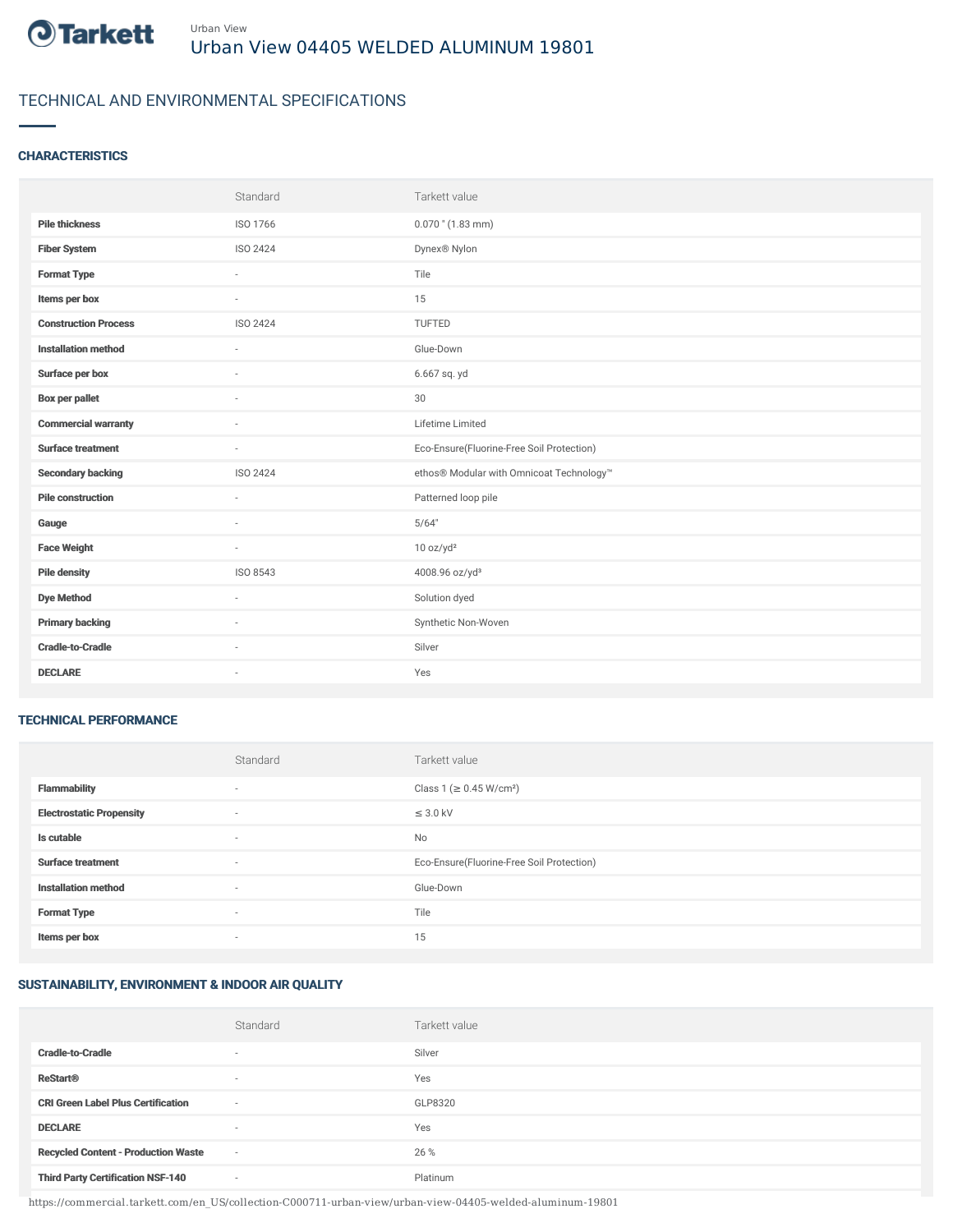Tarkett

Urban View

# Urban View 04405 WELDED ALUMINUM 19801

## TECHNICAL AND ENVIRONMENTAL SPECIFICATIONS

### CHARACTERISTICS

| | Standard | Tarkett value |
|---|---|---|
| **Pile thickness** | ISO 1766 | 0.070 " (1.83 mm) |
| **Fiber System** | ISO 2424 | Dynex® Nylon |
| **Format Type** | - | Tile |
| **Items per box** | - | 15 |
| **Construction Process** | ISO 2424 | TUFTED |
| **Installation method** | - | Glue-Down |
| **Surface per box** | - | 6.667 sq. yd |
| **Box per pallet** | - | 30 |
| **Commercial warranty** | - | Lifetime Limited |
| **Surface treatment** | - | Eco-Ensure(Fluorine-Free Soil Protection) |
| **Secondary backing** | ISO 2424 | ethos® Modular with Omnicoat Technology™ |
| **Pile construction** | - | Patterned loop pile |
| **Gauge** | - | 5/64" |
| **Face Weight** | - | 10 oz/yd² |
| **Pile density** | ISO 8543 | 4008.96 oz/yd³ |
| **Dye Method** | - | Solution dyed |
| **Primary backing** | - | Synthetic Non-Woven |
| **Cradle-to-Cradle** | - | Silver |
| **DECLARE** | - | Yes |

### TECHNICAL PERFORMANCE

| | Standard | Tarkett value |
|---|---|---|
| **Flammability** | - | Class 1 (≥ 0.45 W/cm²) |
| **Electrostatic Propensity** | - | ≤ 3.0 kV |
| **Is cutable** | - | No |
| **Surface treatment** | - | Eco-Ensure(Fluorine-Free Soil Protection) |
| **Installation method** | - | Glue-Down |
| **Format Type** | - | Tile |
| **Items per box** | - | 15 |

### SUSTAINABILITY, ENVIRONMENT & INDOOR AIR QUALITY

| | Standard | Tarkett value |
|---|---|---|
| **Cradle-to-Cradle** | - | Silver |
| **ReStart®** | - | Yes |
| **CRI Green Label Plus Certification** | - | GLP8320 |
| **DECLARE** | - | Yes |
| **Recycled Content - Production Waste** | - | 26 % |
| **Third Party Certification NSF-140** | - | Platinum |

https://commercial.tarkett.com/en_US/collection-C000711-urban-view/urban-view-04405-welded-aluminum-19801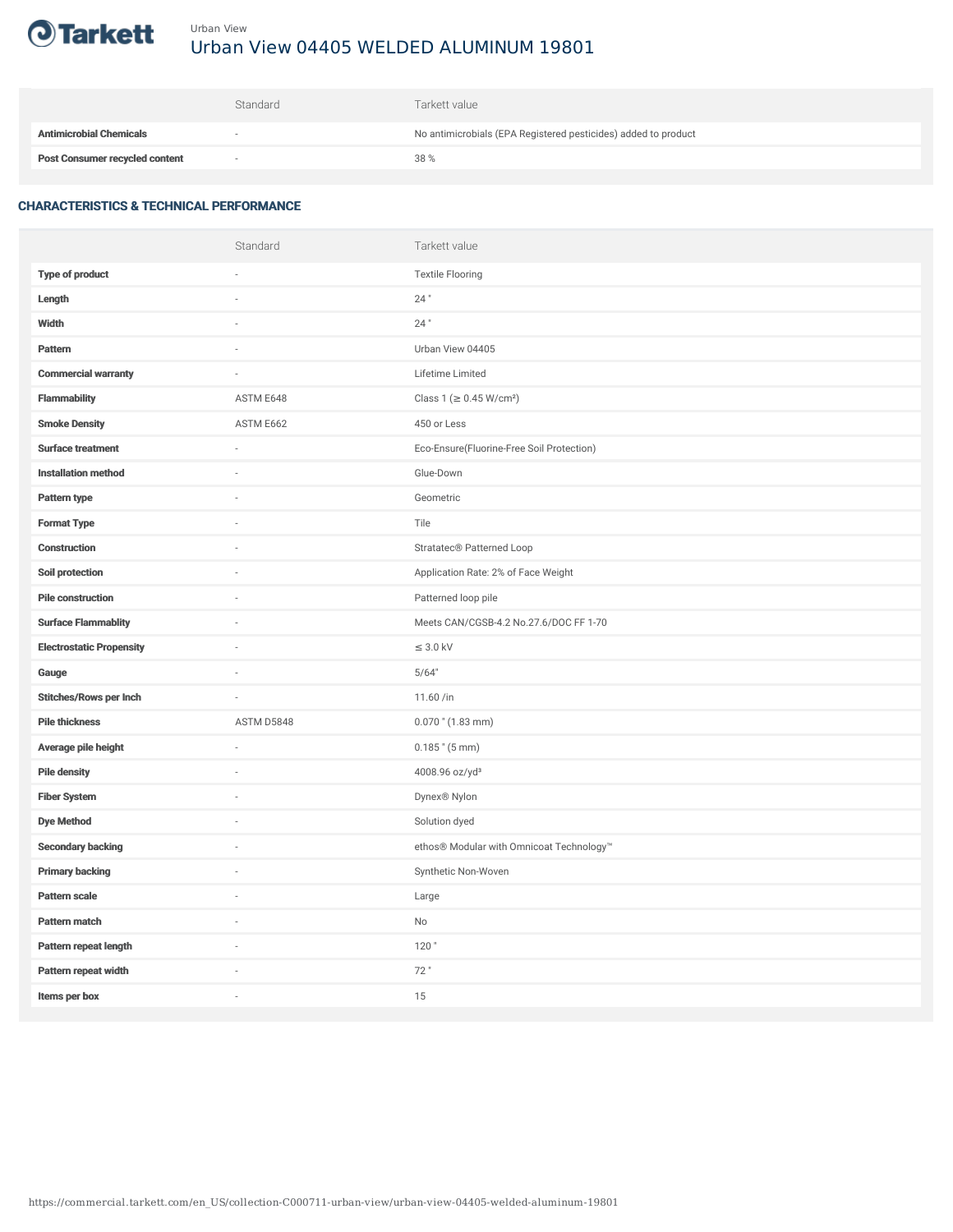Urban View

# Urban View 04405 WELDED ALUMINUM 19801

| | Standard | Tarkett value |
|---|---|---|
| **Antimicrobial Chemicals** | - | No antimicrobials (EPA Registered pesticides) added to product |
| **Post Consumer recycled content** | - | 38 % |

## CHARACTERISTICS & TECHNICAL PERFORMANCE

| | Standard | Tarkett value |
|---|---|---|
| **Type of product** | - | Textile Flooring |
| **Length** | - | 24 " |
| **Width** | - | 24 " |
| **Pattern** | - | Urban View 04405 |
| **Commercial warranty** | - | Lifetime Limited |
| **Flammability** | ASTM E648 | Class 1 (≥ 0.45 W/cm²) |
| **Smoke Density** | ASTM E662 | 450 or Less |
| **Surface treatment** | - | Eco-Ensure(Fluorine-Free Soil Protection) |
| **Installation method** | - | Glue-Down |
| **Pattern type** | - | Geometric |
| **Format Type** | - | Tile |
| **Construction** | - | Stratatec® Patterned Loop |
| **Soil protection** | - | Application Rate: 2% of Face Weight |
| **Pile construction** | - | Patterned loop pile |
| **Surface Flammablity** | - | Meets CAN/CGSB-4.2 No.27.6/DOC FF 1-70 |
| **Electrostatic Propensity** | - | ≤ 3.0 kV |
| **Gauge** | - | 5/64" |
| **Stitches/Rows per Inch** | - | 11.60 /in |
| **Pile thickness** | ASTM D5848 | 0.070 " (1.83 mm) |
| **Average pile height** | - | 0.185 " (5 mm) |
| **Pile density** | - | 4008.96 oz/yd³ |
| **Fiber System** | - | Dynex® Nylon |
| **Dye Method** | - | Solution dyed |
| **Secondary backing** | - | ethos® Modular with Omnicoat Technology™ |
| **Primary backing** | - | Synthetic Non-Woven |
| **Pattern scale** | - | Large |
| **Pattern match** | - | No |
| **Pattern repeat length** | - | 120 " |
| **Pattern repeat width** | - | 72 " |
| **Items per box** | - | 15 |

https://commercial.tarkett.com/en_US/collection-C000711-urban-view/urban-view-04405-welded-aluminum-19801